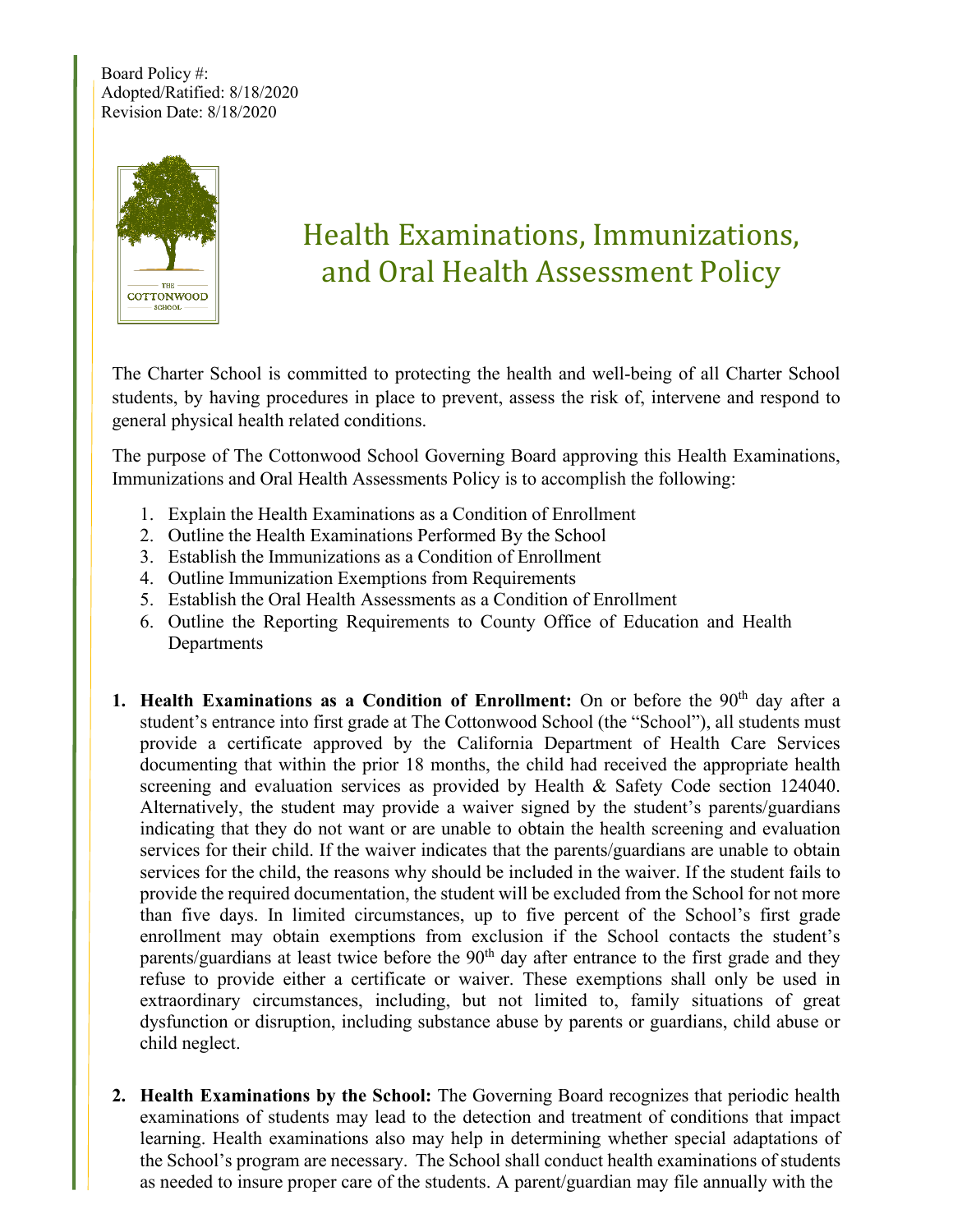Board Policy #:
Adopted/Ratified: 8/18/2020
Revision Date: 8/18/2020

# Health Examinations, Immunizations, and Oral Health Assessment Policy

The Charter School is committed to protecting the health and well-being of all Charter School students, by having procedures in place to prevent, assess the risk of, intervene and respond to general physical health related conditions.

The purpose of The Cottonwood School Governing Board approving this Health Examinations, Immunizations and Oral Health Assessments Policy is to accomplish the following:

1. Explain the Health Examinations as a Condition of Enrollment
2. Outline the Health Examinations Performed By the School
3. Establish the Immunizations as a Condition of Enrollment
4. Outline Immunization Exemptions from Requirements
5. Establish the Oral Health Assessments as a Condition of Enrollment
6. Outline the Reporting Requirements to County Office of Education and Health Departments

1. **Health Examinations as a Condition of Enrollment:** On or before the 90th day after a student's entrance into first grade at The Cottonwood School (the "School"), all students must provide a certificate approved by the California Department of Health Care Services documenting that within the prior 18 months, the child had received the appropriate health screening and evaluation services as provided by Health & Safety Code section 124040. Alternatively, the student may provide a waiver signed by the student's parents/guardians indicating that they do not want or are unable to obtain the health screening and evaluation services for their child. If the waiver indicates that the parents/guardians are unable to obtain services for the child, the reasons why should be included in the waiver. If the student fails to provide the required documentation, the student will be excluded from the School for not more than five days. In limited circumstances, up to five percent of the School's first grade enrollment may obtain exemptions from exclusion if the School contacts the student's parents/guardians at least twice before the 90th day after entrance to the first grade and they refuse to provide either a certificate or waiver. These exemptions shall only be used in extraordinary circumstances, including, but not limited to, family situations of great dysfunction or disruption, including substance abuse by parents or guardians, child abuse or child neglect.

2. **Health Examinations by the School:** The Governing Board recognizes that periodic health examinations of students may lead to the detection and treatment of conditions that impact learning. Health examinations also may help in determining whether special adaptations of the School's program are necessary. The School shall conduct health examinations of students as needed to insure proper care of the students. A parent/guardian may file annually with the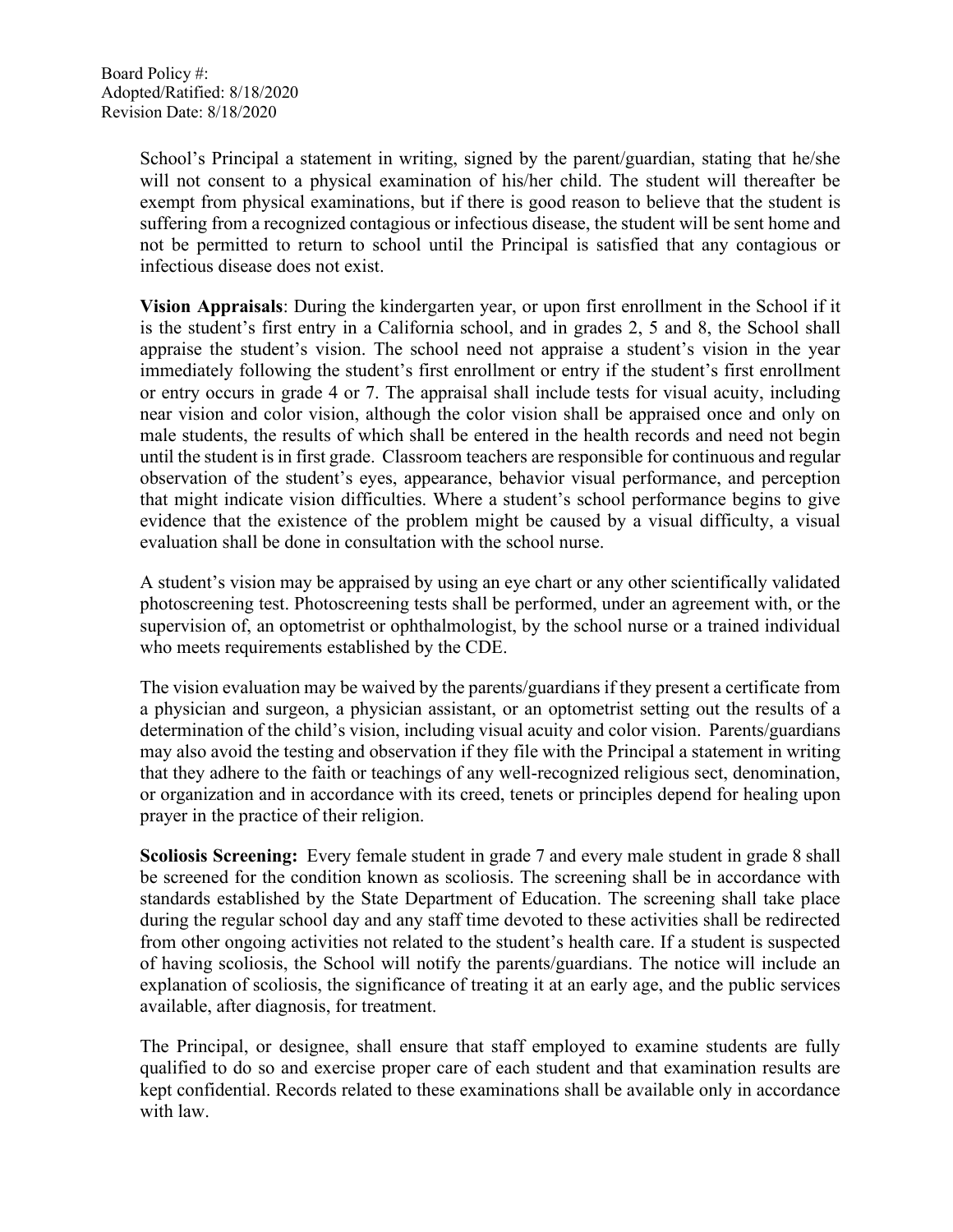School's Principal a statement in writing, signed by the parent/guardian, stating that he/she will not consent to a physical examination of his/her child. The student will thereafter be exempt from physical examinations, but if there is good reason to believe that the student is suffering from a recognized contagious or infectious disease, the student will be sent home and not be permitted to return to school until the Principal is satisfied that any contagious or infectious disease does not exist.

**Vision Appraisals**: During the kindergarten year, or upon first enrollment in the School if it is the student's first entry in a California school, and in grades 2, 5 and 8, the School shall appraise the student's vision. The school need not appraise a student's vision in the year immediately following the student's first enrollment or entry if the student's first enrollment or entry occurs in grade 4 or 7. The appraisal shall include tests for visual acuity, including near vision and color vision, although the color vision shall be appraised once and only on male students, the results of which shall be entered in the health records and need not begin until the student is in first grade. Classroom teachers are responsible for continuous and regular observation of the student's eyes, appearance, behavior visual performance, and perception that might indicate vision difficulties. Where a student's school performance begins to give evidence that the existence of the problem might be caused by a visual difficulty, a visual evaluation shall be done in consultation with the school nurse.

A student's vision may be appraised by using an eye chart or any other scientifically validated photoscreening test. Photoscreening tests shall be performed, under an agreement with, or the supervision of, an optometrist or ophthalmologist, by the school nurse or a trained individual who meets requirements established by the CDE.

The vision evaluation may be waived by the parents/guardians if they present a certificate from a physician and surgeon, a physician assistant, or an optometrist setting out the results of a determination of the child's vision, including visual acuity and color vision. Parents/guardians may also avoid the testing and observation if they file with the Principal a statement in writing that they adhere to the faith or teachings of any well-recognized religious sect, denomination, or organization and in accordance with its creed, tenets or principles depend for healing upon prayer in the practice of their religion.

**Scoliosis Screening:** Every female student in grade 7 and every male student in grade 8 shall be screened for the condition known as scoliosis. The screening shall be in accordance with standards established by the State Department of Education. The screening shall take place during the regular school day and any staff time devoted to these activities shall be redirected from other ongoing activities not related to the student's health care. If a student is suspected of having scoliosis, the School will notify the parents/guardians. The notice will include an explanation of scoliosis, the significance of treating it at an early age, and the public services available, after diagnosis, for treatment.

The Principal, or designee, shall ensure that staff employed to examine students are fully qualified to do so and exercise proper care of each student and that examination results are kept confidential. Records related to these examinations shall be available only in accordance with law.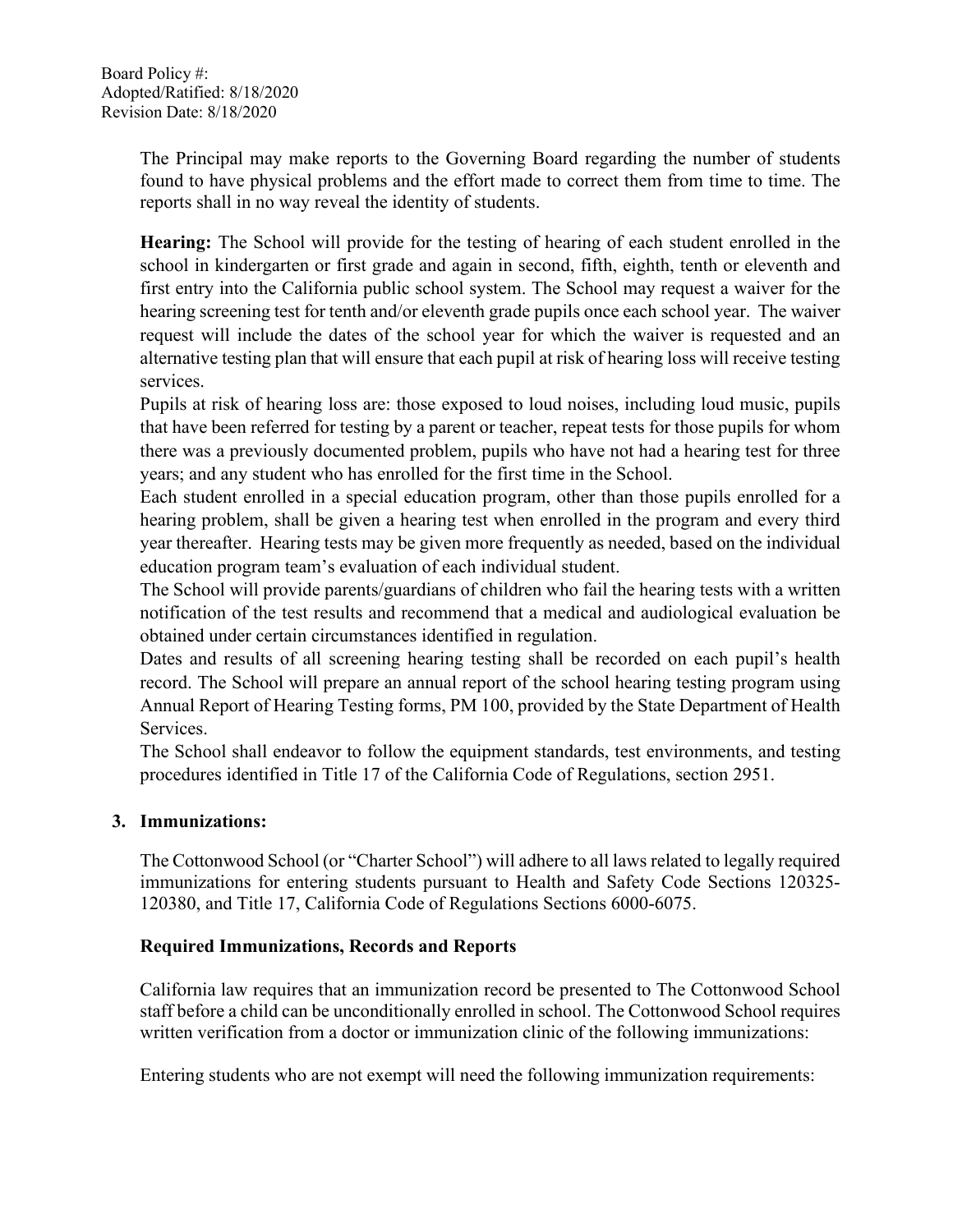The Principal may make reports to the Governing Board regarding the number of students found to have physical problems and the effort made to correct them from time to time. The reports shall in no way reveal the identity of students.

**Hearing:** The School will provide for the testing of hearing of each student enrolled in the school in kindergarten or first grade and again in second, fifth, eighth, tenth or eleventh and first entry into the California public school system. The School may request a waiver for the hearing screening test for tenth and/or eleventh grade pupils once each school year. The waiver request will include the dates of the school year for which the waiver is requested and an alternative testing plan that will ensure that each pupil at risk of hearing loss will receive testing services.

Pupils at risk of hearing loss are: those exposed to loud noises, including loud music, pupils that have been referred for testing by a parent or teacher, repeat tests for those pupils for whom there was a previously documented problem, pupils who have not had a hearing test for three years; and any student who has enrolled for the first time in the School.

Each student enrolled in a special education program, other than those pupils enrolled for a hearing problem, shall be given a hearing test when enrolled in the program and every third year thereafter. Hearing tests may be given more frequently as needed, based on the individual education program team's evaluation of each individual student.

The School will provide parents/guardians of children who fail the hearing tests with a written notification of the test results and recommend that a medical and audiological evaluation be obtained under certain circumstances identified in regulation.

Dates and results of all screening hearing testing shall be recorded on each pupil's health record. The School will prepare an annual report of the school hearing testing program using Annual Report of Hearing Testing forms, PM 100, provided by the State Department of Health Services.

The School shall endeavor to follow the equipment standards, test environments, and testing procedures identified in Title 17 of the California Code of Regulations, section 2951.

## 3. Immunizations:

The Cottonwood School (or "Charter School") will adhere to all laws related to legally required immunizations for entering students pursuant to Health and Safety Code Sections 120325-120380, and Title 17, California Code of Regulations Sections 6000-6075.

### Required Immunizations, Records and Reports

California law requires that an immunization record be presented to The Cottonwood School staff before a child can be unconditionally enrolled in school. The Cottonwood School requires written verification from a doctor or immunization clinic of the following immunizations:

Entering students who are not exempt will need the following immunization requirements: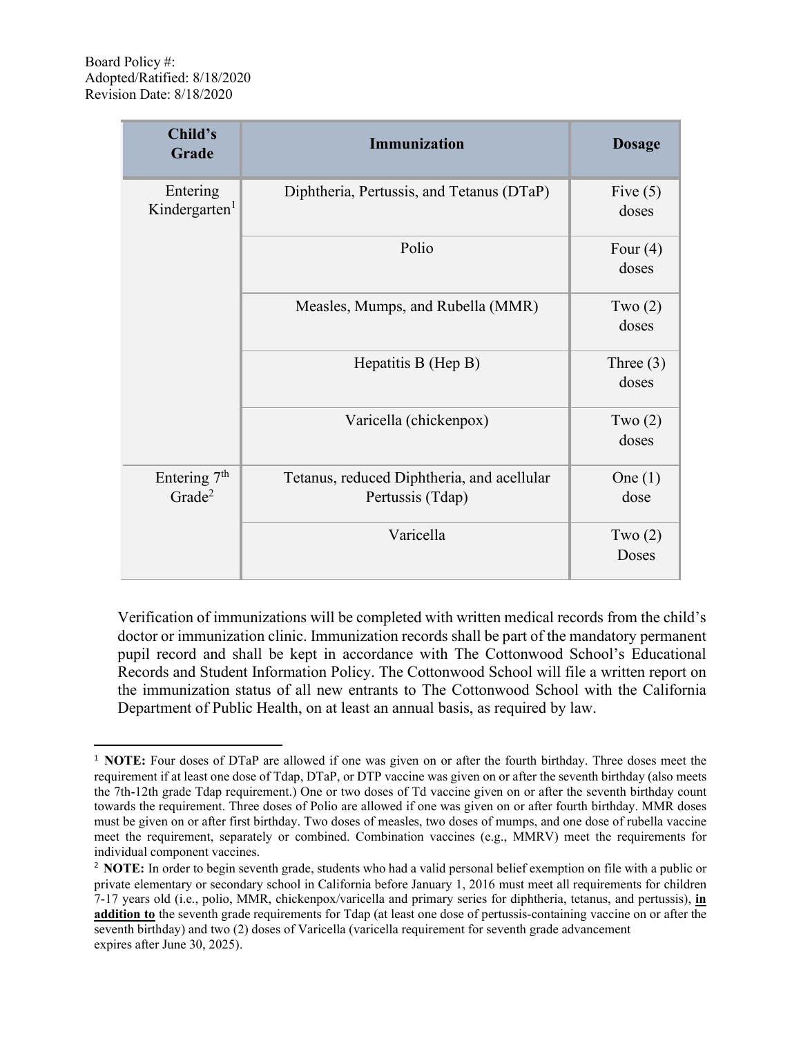Board Policy #:
Adopted/Ratified: 8/18/2020
Revision Date: 8/18/2020

| Child's Grade | Immunization | Dosage |
|---|---|---|
| Entering Kindergarten[1] | Diphtheria, Pertussis, and Tetanus (DTaP) | Five (5) doses |
| | Polio | Four (4) doses |
| | Measles, Mumps, and Rubella (MMR) | Two (2) doses |
| | Hepatitis B (Hep B) | Three (3) doses |
| | Varicella (chickenpox) | Two (2) doses |
| Entering 7th Grade[2] | Tetanus, reduced Diphtheria, and acellular Pertussis (Tdap) | One (1) dose |
| | Varicella | Two (2) Doses |

Verification of immunizations will be completed with written medical records from the child's doctor or immunization clinic. Immunization records shall be part of the mandatory permanent pupil record and shall be kept in accordance with The Cottonwood School's Educational Records and Student Information Policy. The Cottonwood School will file a written report on the immunization status of all new entrants to The Cottonwood School with the California Department of Public Health, on at least an annual basis, as required by law.

---

[1] **NOTE:** Four doses of DTaP are allowed if one was given on or after the fourth birthday. Three doses meet the requirement if at least one dose of Tdap, DTaP, or DTP vaccine was given on or after the seventh birthday (also meets the 7th-12th grade Tdap requirement.) One or two doses of Td vaccine given on or after the seventh birthday count towards the requirement. Three doses of Polio are allowed if one was given on or after fourth birthday. MMR doses must be given on or after first birthday. Two doses of measles, two doses of mumps, and one dose of rubella vaccine meet the requirement, separately or combined. Combination vaccines (e.g., MMRV) meet the requirements for individual component vaccines.

[2] **NOTE:** In order to begin seventh grade, students who had a valid personal belief exemption on file with a public or private elementary or secondary school in California before January 1, 2016 must meet all requirements for children 7-17 years old (i.e., polio, MMR, chickenpox/varicella and primary series for diphtheria, tetanus, and pertussis), **in addition to** the seventh grade requirements for Tdap (at least one dose of pertussis-containing vaccine on or after the seventh birthday) and two (2) doses of Varicella (varicella requirement for seventh grade advancement expires after June 30, 2025).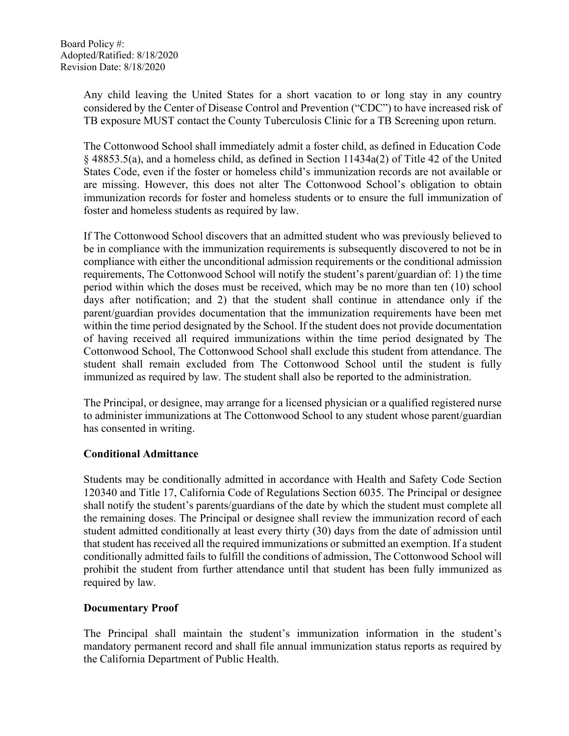Any child leaving the United States for a short vacation to or long stay in any country considered by the Center of Disease Control and Prevention ("CDC") to have increased risk of TB exposure MUST contact the County Tuberculosis Clinic for a TB Screening upon return.

The Cottonwood School shall immediately admit a foster child, as defined in Education Code § 48853.5(a), and a homeless child, as defined in Section 11434a(2) of Title 42 of the United States Code, even if the foster or homeless child's immunization records are not available or are missing. However, this does not alter The Cottonwood School's obligation to obtain immunization records for foster and homeless students or to ensure the full immunization of foster and homeless students as required by law.

If The Cottonwood School discovers that an admitted student who was previously believed to be in compliance with the immunization requirements is subsequently discovered to not be in compliance with either the unconditional admission requirements or the conditional admission requirements, The Cottonwood School will notify the student's parent/guardian of: 1) the time period within which the doses must be received, which may be no more than ten (10) school days after notification; and 2) that the student shall continue in attendance only if the parent/guardian provides documentation that the immunization requirements have been met within the time period designated by the School. If the student does not provide documentation of having received all required immunizations within the time period designated by The Cottonwood School, The Cottonwood School shall exclude this student from attendance. The student shall remain excluded from The Cottonwood School until the student is fully immunized as required by law. The student shall also be reported to the administration.

The Principal, or designee, may arrange for a licensed physician or a qualified registered nurse to administer immunizations at The Cottonwood School to any student whose parent/guardian has consented in writing.

**Conditional Admittance**

Students may be conditionally admitted in accordance with Health and Safety Code Section 120340 and Title 17, California Code of Regulations Section 6035. The Principal or designee shall notify the student's parents/guardians of the date by which the student must complete all the remaining doses. The Principal or designee shall review the immunization record of each student admitted conditionally at least every thirty (30) days from the date of admission until that student has received all the required immunizations or submitted an exemption. If a student conditionally admitted fails to fulfill the conditions of admission, The Cottonwood School will prohibit the student from further attendance until that student has been fully immunized as required by law.

**Documentary Proof**

The Principal shall maintain the student's immunization information in the student's mandatory permanent record and shall file annual immunization status reports as required by the California Department of Public Health.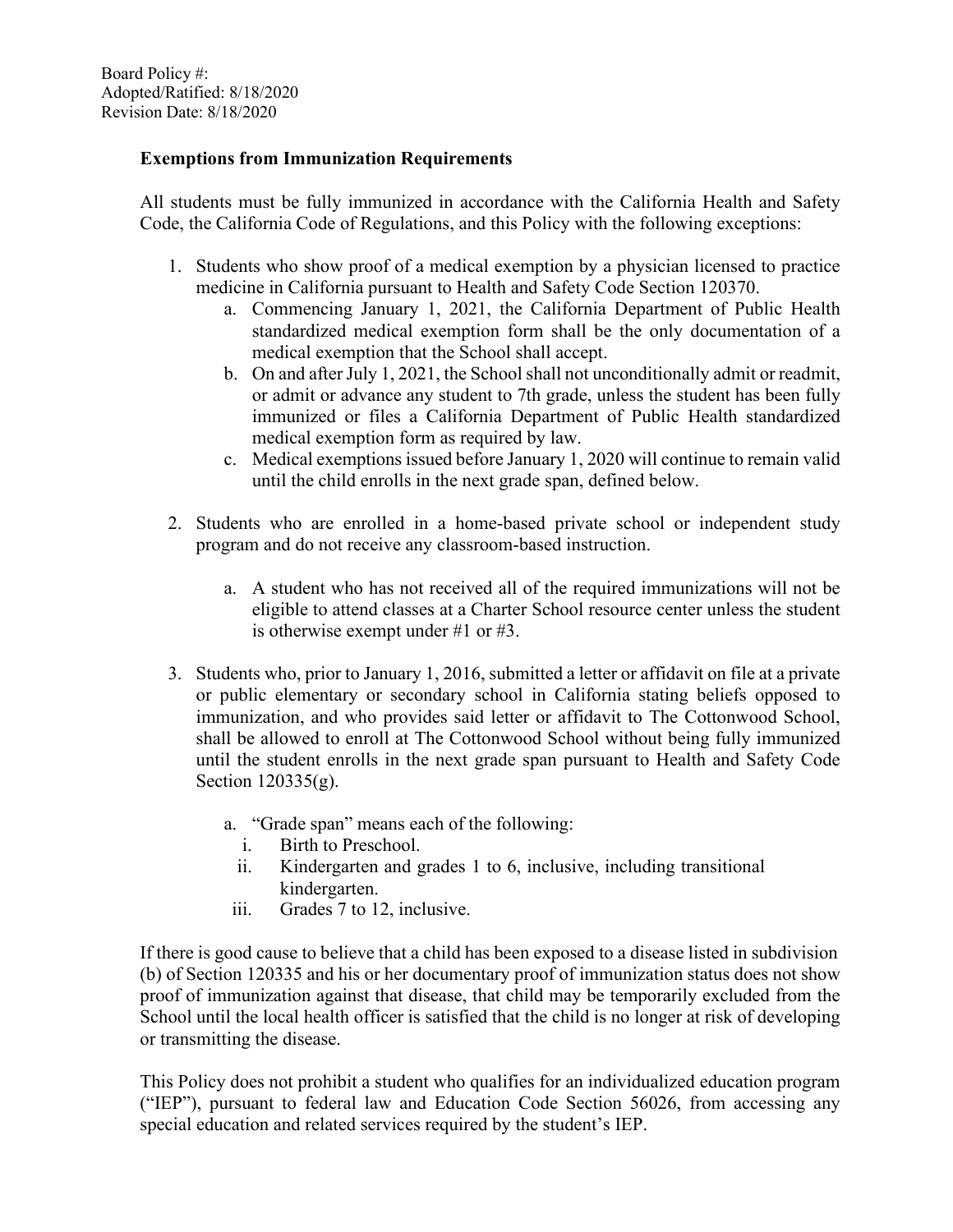Board Policy #:
Adopted/Ratified: 8/18/2020
Revision Date: 8/18/2020

**Exemptions from Immunization Requirements**

All students must be fully immunized in accordance with the California Health and Safety Code, the California Code of Regulations, and this Policy with the following exceptions:

1. Students who show proof of a medical exemption by a physician licensed to practice medicine in California pursuant to Health and Safety Code Section 120370.
   a. Commencing January 1, 2021, the California Department of Public Health standardized medical exemption form shall be the only documentation of a medical exemption that the School shall accept.
   b. On and after July 1, 2021, the School shall not unconditionally admit or readmit, or admit or advance any student to 7th grade, unless the student has been fully immunized or files a California Department of Public Health standardized medical exemption form as required by law.
   c. Medical exemptions issued before January 1, 2020 will continue to remain valid until the child enrolls in the next grade span, defined below.

2. Students who are enrolled in a home-based private school or independent study program and do not receive any classroom-based instruction.

   a. A student who has not received all of the required immunizations will not be eligible to attend classes at a Charter School resource center unless the student is otherwise exempt under #1 or #3.

3. Students who, prior to January 1, 2016, submitted a letter or affidavit on file at a private or public elementary or secondary school in California stating beliefs opposed to immunization, and who provides said letter or affidavit to The Cottonwood School, shall be allowed to enroll at The Cottonwood School without being fully immunized until the student enrolls in the next grade span pursuant to Health and Safety Code Section 120335(g).

   a. "Grade span" means each of the following:
      i. Birth to Preschool.
      ii. Kindergarten and grades 1 to 6, inclusive, including transitional kindergarten.
      iii. Grades 7 to 12, inclusive.

If there is good cause to believe that a child has been exposed to a disease listed in subdivision (b) of Section 120335 and his or her documentary proof of immunization status does not show proof of immunization against that disease, that child may be temporarily excluded from the School until the local health officer is satisfied that the child is no longer at risk of developing or transmitting the disease.

This Policy does not prohibit a student who qualifies for an individualized education program ("IEP"), pursuant to federal law and Education Code Section 56026, from accessing any special education and related services required by the student's IEP.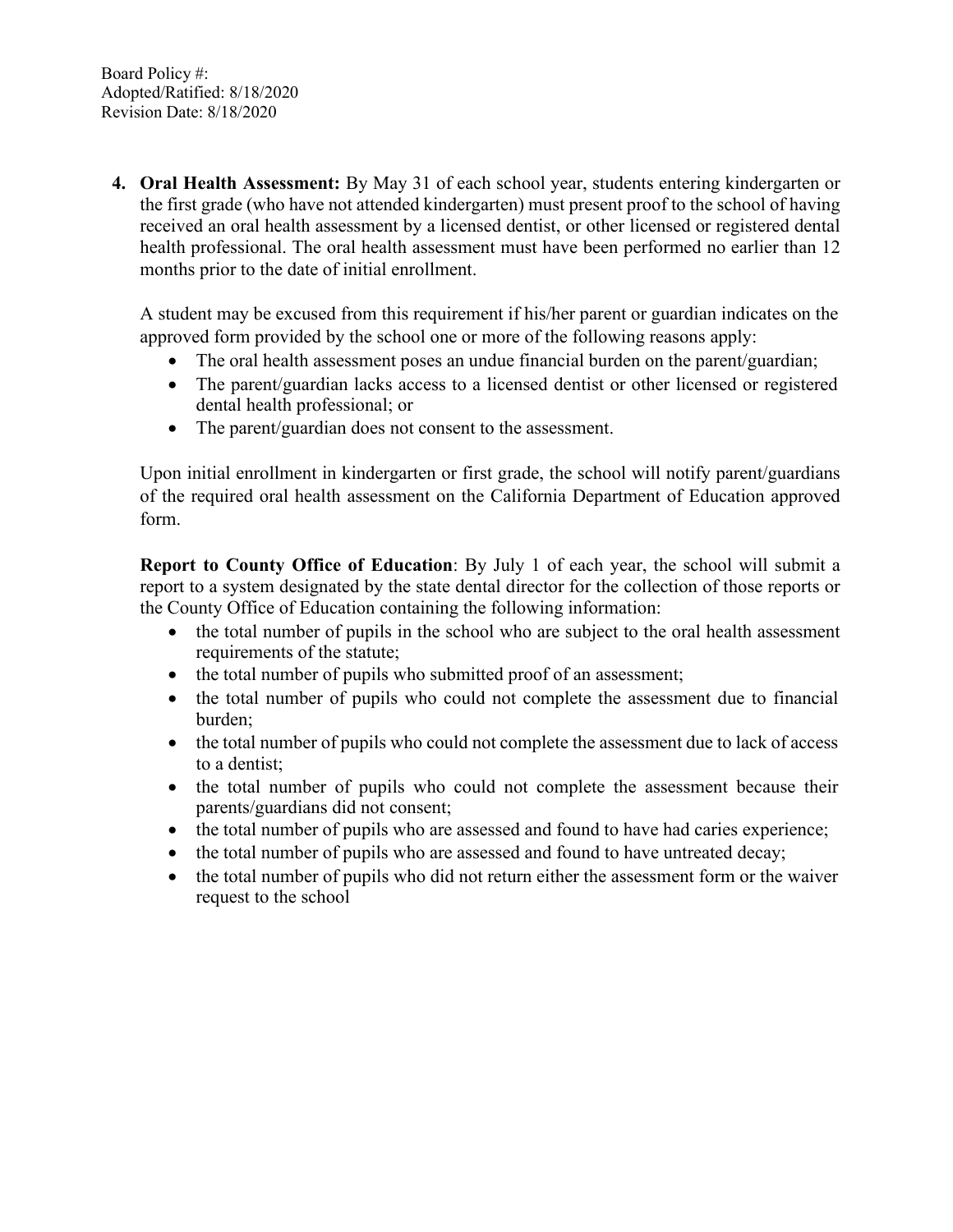Board Policy #:
Adopted/Ratified: 8/18/2020
Revision Date: 8/18/2020

4. **Oral Health Assessment:** By May 31 of each school year, students entering kindergarten or the first grade (who have not attended kindergarten) must present proof to the school of having received an oral health assessment by a licensed dentist, or other licensed or registered dental health professional. The oral health assessment must have been performed no earlier than 12 months prior to the date of initial enrollment.

   A student may be excused from this requirement if his/her parent or guardian indicates on the approved form provided by the school one or more of the following reasons apply:

   - The oral health assessment poses an undue financial burden on the parent/guardian;
   - The parent/guardian lacks access to a licensed dentist or other licensed or registered dental health professional; or
   - The parent/guardian does not consent to the assessment.

   Upon initial enrollment in kindergarten or first grade, the school will notify parent/guardians of the required oral health assessment on the California Department of Education approved form.

   **Report to County Office of Education**: By July 1 of each year, the school will submit a report to a system designated by the state dental director for the collection of those reports or the County Office of Education containing the following information:

   - the total number of pupils in the school who are subject to the oral health assessment requirements of the statute;
   - the total number of pupils who submitted proof of an assessment;
   - the total number of pupils who could not complete the assessment due to financial burden;
   - the total number of pupils who could not complete the assessment due to lack of access to a dentist;
   - the total number of pupils who could not complete the assessment because their parents/guardians did not consent;
   - the total number of pupils who are assessed and found to have had caries experience;
   - the total number of pupils who are assessed and found to have untreated decay;
   - the total number of pupils who did not return either the assessment form or the waiver request to the school